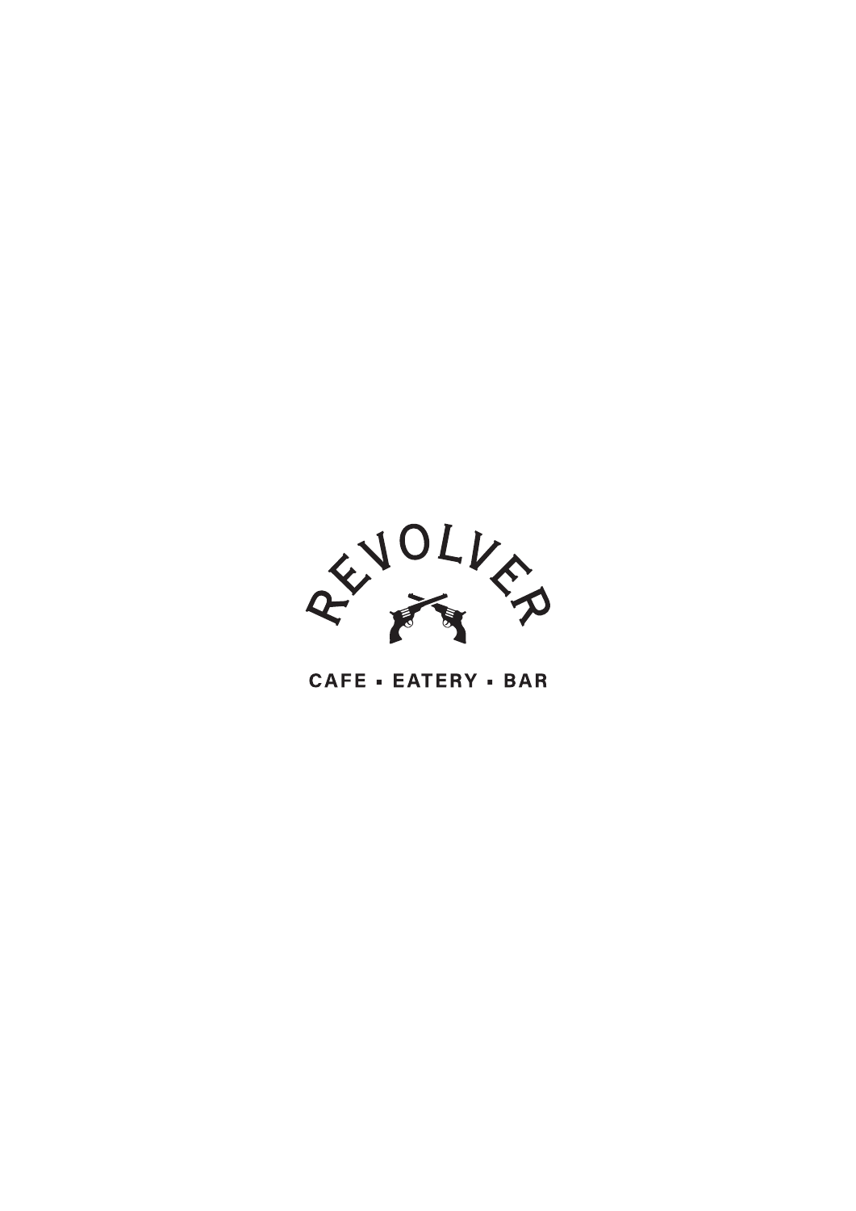# REVOLVER

CAFE ▪ EATERY ▪ BAR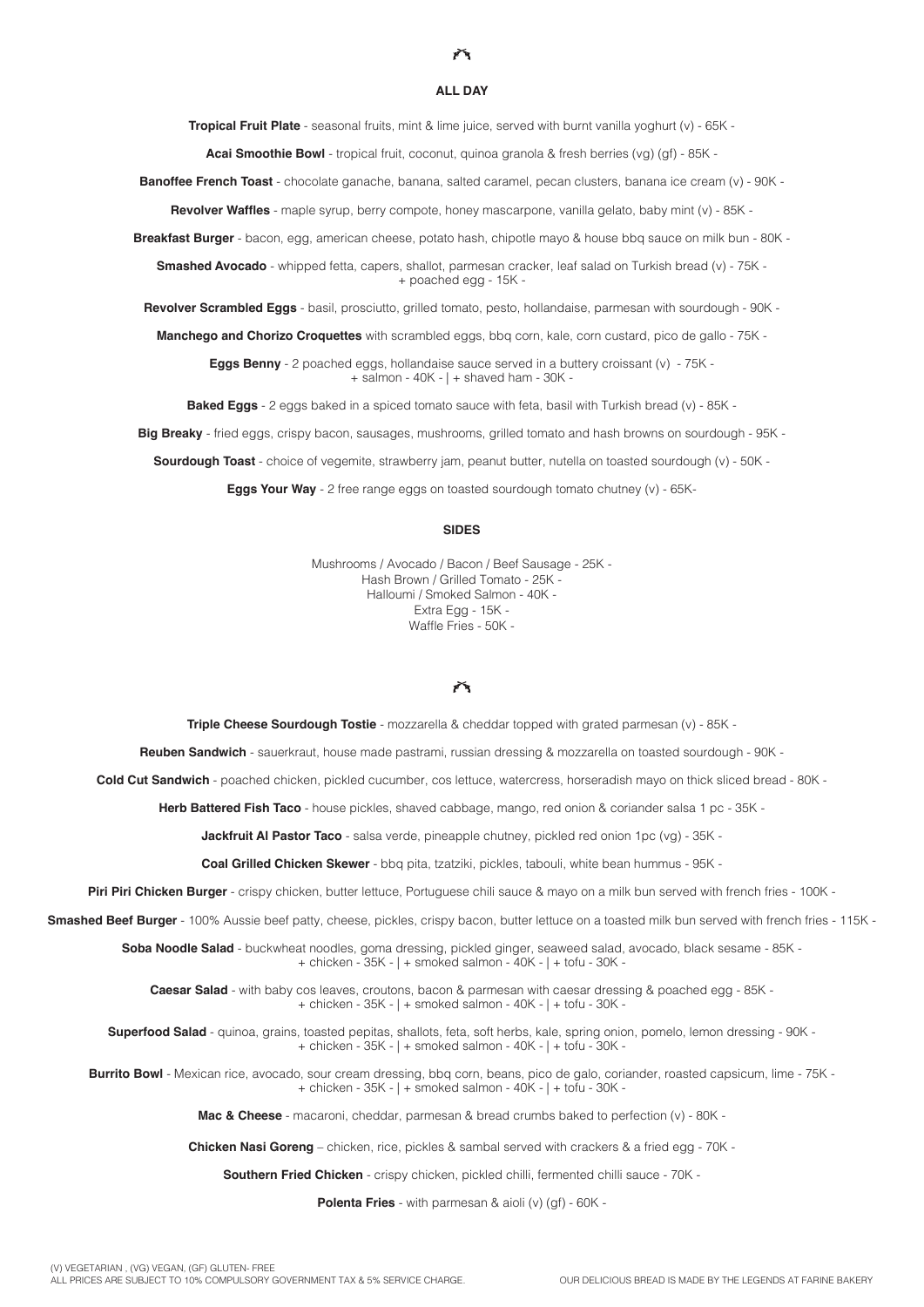## ALL DAY

**Tropical Fruit Plate** - seasonal fruits, mint & lime juice, served with burnt vanilla yoghurt (v) - 65K -

**Acai Smoothie Bowl** - tropical fruit, coconut, quinoa granola & fresh berries (vg) (gf) - 85K -

**Banoffee French Toast** - chocolate ganache, banana, salted caramel, pecan clusters, banana ice cream (v) - 90K -

**Revolver Waffles** - maple syrup, berry compote, honey mascarpone, vanilla gelato, baby mint (v) - 85K -

**Breakfast Burger** - bacon, egg, american cheese, potato hash, chipotle mayo & house bbq sauce on milk bun - 80K -

**Smashed Avocado** - whipped fetta, capers, shallot, parmesan cracker, leaf salad on Turkish bread (v) - 75K -
+ poached egg - 15K -

**Revolver Scrambled Eggs** - basil, prosciutto, grilled tomato, pesto, hollandaise, parmesan with sourdough - 90K -

**Manchego and Chorizo Croquettes** with scrambled eggs, bbq corn, kale, corn custard, pico de gallo - 75K -

**Eggs Benny** - 2 poached eggs, hollandaise sauce served in a buttery croissant (v) - 75K -
+ salmon - 40K - | + shaved ham - 30K -

**Baked Eggs** - 2 eggs baked in a spiced tomato sauce with feta, basil with Turkish bread (v) - 85K -

**Big Breaky** - fried eggs, crispy bacon, sausages, mushrooms, grilled tomato and hash browns on sourdough - 95K -

**Sourdough Toast** - choice of vegemite, strawberry jam, peanut butter, nutella on toasted sourdough (v) - 50K -

**Eggs Your Way** - 2 free range eggs on toasted sourdough tomato chutney (v) - 65K-

## SIDES

Mushrooms / Avocado / Bacon / Beef Sausage - 25K -
Hash Brown / Grilled Tomato - 25K -
Halloumi / Smoked Salmon - 40K -
Extra Egg - 15K -
Waffle Fries - 50K -

**Triple Cheese Sourdough Tostie** - mozzarella & cheddar topped with grated parmesan (v) - 85K -

**Reuben Sandwich** - sauerkraut, house made pastrami, russian dressing & mozzarella on toasted sourdough - 90K -

**Cold Cut Sandwich** - poached chicken, pickled cucumber, cos lettuce, watercress, horseradish mayo on thick sliced bread - 80K -

**Herb Battered Fish Taco** - house pickles, shaved cabbage, mango, red onion & coriander salsa 1 pc - 35K -

**Jackfruit Al Pastor Taco** - salsa verde, pineapple chutney, pickled red onion 1pc (vg) - 35K -

**Coal Grilled Chicken Skewer** - bbq pita, tzatziki, pickles, tabouli, white bean hummus - 95K -

**Piri Piri Chicken Burger** - crispy chicken, butter lettuce, Portuguese chili sauce & mayo on a milk bun served with french fries - 100K -

**Smashed Beef Burger** - 100% Aussie beef patty, cheese, pickles, crispy bacon, butter lettuce on a toasted milk bun served with french fries - 115K -

**Soba Noodle Salad** - buckwheat noodles, goma dressing, pickled ginger, seaweed salad, avocado, black sesame - 85K -
+ chicken - 35K - | + smoked salmon - 40K - | + tofu - 30K -

**Caesar Salad** - with baby cos leaves, croutons, bacon & parmesan with caesar dressing & poached egg - 85K -
+ chicken - 35K - | + smoked salmon - 40K - | + tofu - 30K -

**Superfood Salad** - quinoa, grains, toasted pepitas, shallots, feta, soft herbs, kale, spring onion, pomelo, lemon dressing - 90K -
+ chicken - 35K - | + smoked salmon - 40K - | + tofu - 30K -

**Burrito Bowl** - Mexican rice, avocado, sour cream dressing, bbq corn, beans, pico de galo, coriander, roasted capsicum, lime - 75K -
+ chicken - 35K - | + smoked salmon - 40K - | + tofu - 30K -

**Mac & Cheese** - macaroni, cheddar, parmesan & bread crumbs baked to perfection (v) - 80K -

**Chicken Nasi Goreng** – chicken, rice, pickles & sambal served with crackers & a fried egg - 70K -

**Southern Fried Chicken** - crispy chicken, pickled chilli, fermented chilli sauce - 70K -

**Polenta Fries** - with parmesan & aioli (v) (gf) - 60K -

(V) VEGETARIAN , (VG) VEGAN, (GF) GLUTEN- FREE
ALL PRICES ARE SUBJECT TO 10% COMPULSORY GOVERNMENT TAX & 5% SERVICE CHARGE.

OUR DELICIOUS BREAD IS MADE BY THE LEGENDS AT FARINE BAKERY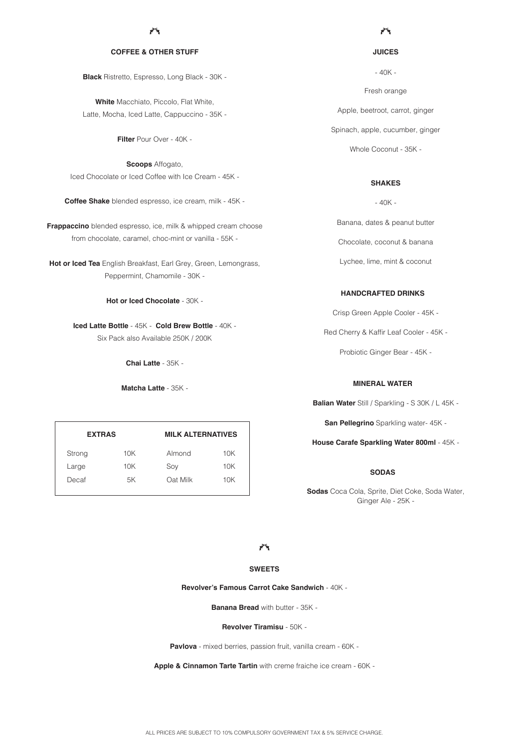## COFFEE & OTHER STUFF

**Black** Ristretto, Espresso, Long Black - 30K -

**White** Macchiato, Piccolo, Flat White, Latte, Mocha, Iced Latte, Cappuccino - 35K -

**Filter** Pour Over - 40K -

**Scoops** Affogato, Iced Chocolate or Iced Coffee with Ice Cream - 45K -

**Coffee Shake** blended espresso, ice cream, milk - 45K -

**Frappaccino** blended espresso, ice, milk & whipped cream choose from chocolate, caramel, choc-mint or vanilla - 55K -

**Hot or Iced Tea** English Breakfast, Earl Grey, Green, Lemongrass, Peppermint, Chamomile - 30K -

**Hot or Iced Chocolate** - 30K -

**Iced Latte Bottle** - 45K - **Cold Brew Bottle** - 40K -
Six Pack also Available 250K / 200K

**Chai Latte** - 35K -

**Matcha Latte** - 35K -

| EXTRAS | | MILK ALTERNATIVES | |
|---|---|---|---|
| Strong | 10K | Almond | 10K |
| Large | 10K | Soy | 10K |
| Decaf | 5K | Oat Milk | 10K |

## JUICES

- 40K -

Fresh orange

Apple, beetroot, carrot, ginger

Spinach, apple, cucumber, ginger

Whole Coconut - 35K -

## SHAKES

- 40K -

Banana, dates & peanut butter

Chocolate, coconut & banana

Lychee, lime, mint & coconut

## HANDCRAFTED DRINKS

Crisp Green Apple Cooler - 45K -

Red Cherry & Kaffir Leaf Cooler - 45K -

Probiotic Ginger Bear - 45K -

## MINERAL WATER

**Balian Water** Still / Sparkling - S 30K / L 45K -

**San Pellegrino** Sparkling water- 45K -

**House Carafe Sparkling Water 800ml** - 45K -

## SODAS

**Sodas** Coca Cola, Sprite, Diet Coke, Soda Water, Ginger Ale - 25K -

## SWEETS

**Revolver's Famous Carrot Cake Sandwich** - 40K -

**Banana Bread** with butter - 35K -

**Revolver Tiramisu** - 50K -

**Pavlova** - mixed berries, passion fruit, vanilla cream - 60K -

**Apple & Cinnamon Tarte Tartin** with creme fraiche ice cream - 60K -

ALL PRICES ARE SUBJECT TO 10% COMPULSORY GOVERNMENT TAX & 5% SERVICE CHARGE.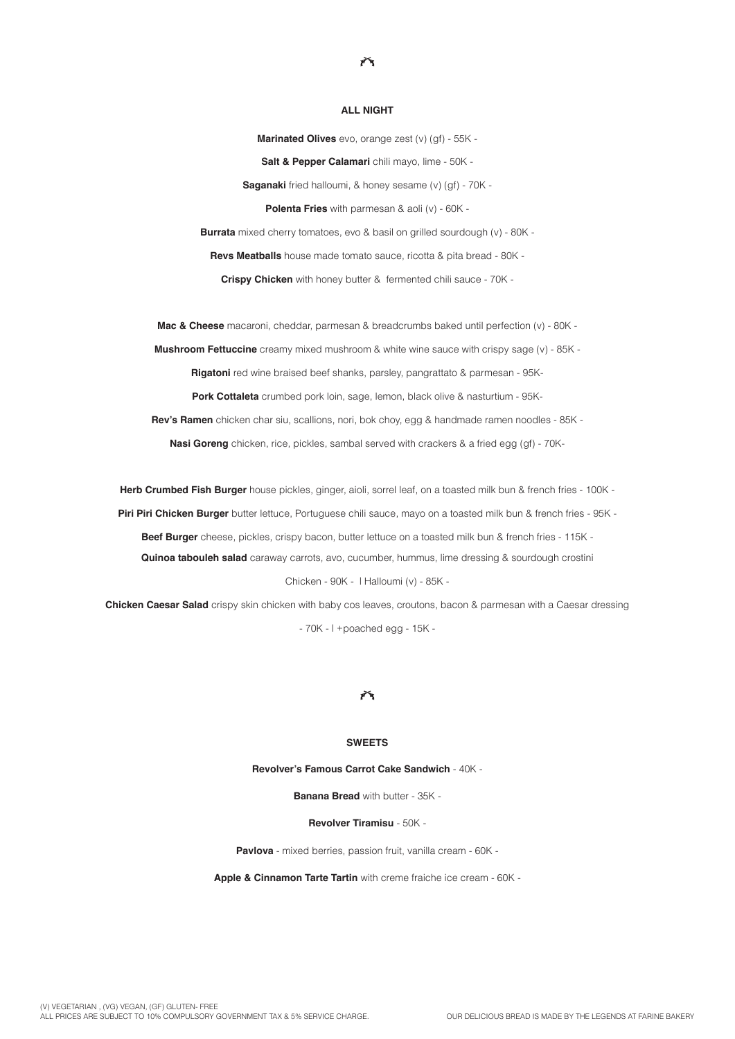## ALL NIGHT

**Marinated Olives** evo, orange zest (v) (gf) - 55K -

**Salt & Pepper Calamari** chili mayo, lime - 50K -

**Saganaki** fried halloumi, & honey sesame (v) (gf) - 70K -

**Polenta Fries** with parmesan & aoli (v) - 60K -

**Burrata** mixed cherry tomatoes, evo & basil on grilled sourdough (v) - 80K -

**Revs Meatballs** house made tomato sauce, ricotta & pita bread - 80K -

**Crispy Chicken** with honey butter & fermented chili sauce - 70K -

**Mac & Cheese** macaroni, cheddar, parmesan & breadcrumbs baked until perfection (v) - 80K -

**Mushroom Fettuccine** creamy mixed mushroom & white wine sauce with crispy sage (v) - 85K -

**Rigatoni** red wine braised beef shanks, parsley, pangrattato & parmesan - 95K-

**Pork Cottaleta** crumbed pork loin, sage, lemon, black olive & nasturtium - 95K-

**Rev's Ramen** chicken char siu, scallions, nori, bok choy, egg & handmade ramen noodles - 85K -

**Nasi Goreng** chicken, rice, pickles, sambal served with crackers & a fried egg (gf) - 70K-

**Herb Crumbed Fish Burger** house pickles, ginger, aioli, sorrel leaf, on a toasted milk bun & french fries - 100K -

**Piri Piri Chicken Burger** butter lettuce, Portuguese chili sauce, mayo on a toasted milk bun & french fries - 95K -

**Beef Burger** cheese, pickles, crispy bacon, butter lettuce on a toasted milk bun & french fries - 115K -

**Quinoa tabouleh salad** caraway carrots, avo, cucumber, hummus, lime dressing & sourdough crostini

Chicken - 90K - l Halloumi (v) - 85K -

**Chicken Caesar Salad** crispy skin chicken with baby cos leaves, croutons, bacon & parmesan with a Caesar dressing

- 70K - l +poached egg - 15K -

## SWEETS

**Revolver's Famous Carrot Cake Sandwich** - 40K -

**Banana Bread** with butter - 35K -

**Revolver Tiramisu** - 50K -

**Pavlova** - mixed berries, passion fruit, vanilla cream - 60K -

**Apple & Cinnamon Tarte Tartin** with creme fraiche ice cream - 60K -

(V) VEGETARIAN , (VG) VEGAN, (GF) GLUTEN- FREE
ALL PRICES ARE SUBJECT TO 10% COMPULSORY GOVERNMENT TAX & 5% SERVICE CHARGE.

OUR DELICIOUS BREAD IS MADE BY THE LEGENDS AT FARINE BAKERY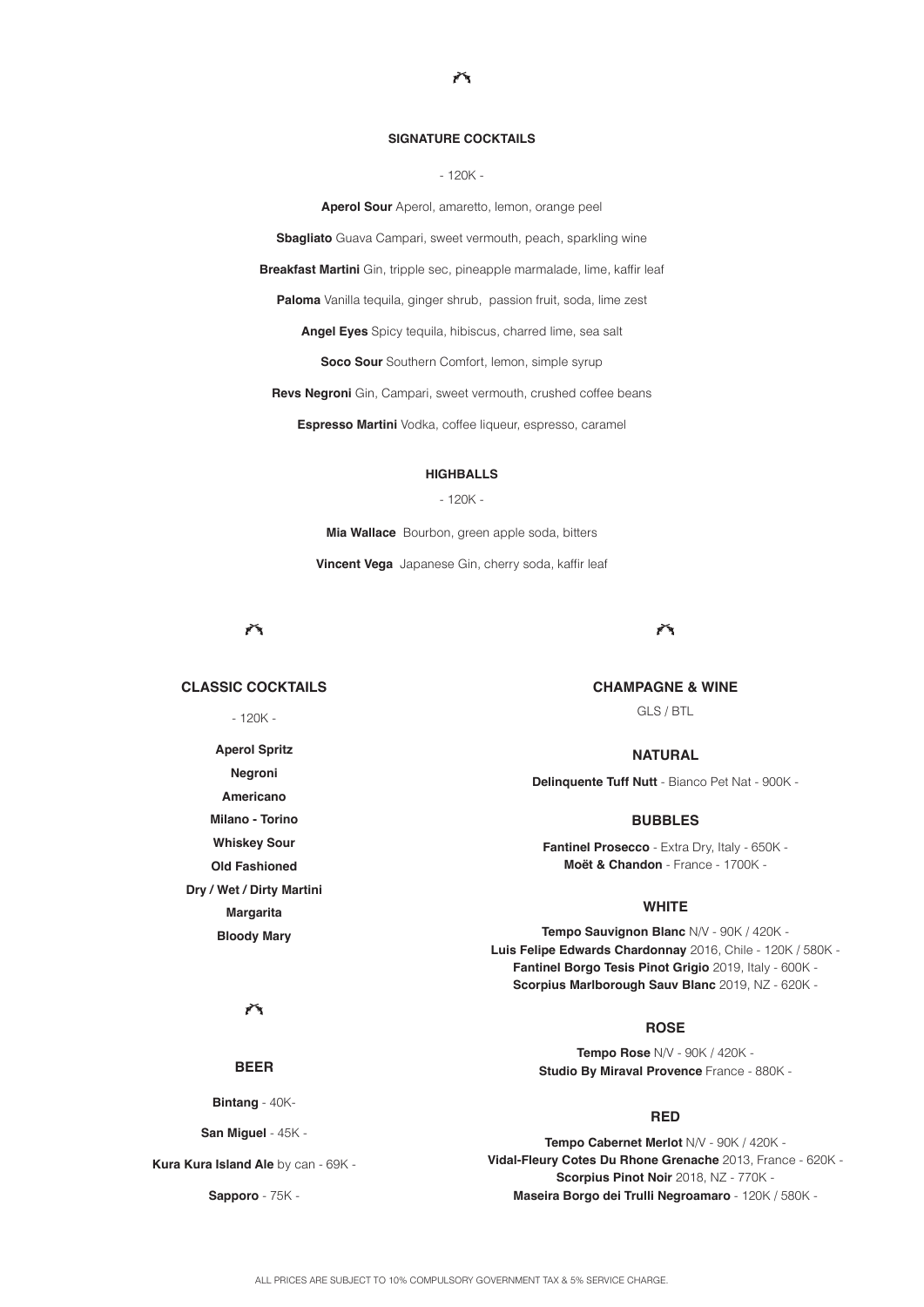## SIGNATURE COCKTAILS

- 120K -

**Aperol Sour** Aperol, amaretto, lemon, orange peel

**Sbagliato** Guava Campari, sweet vermouth, peach, sparkling wine

**Breakfast Martini** Gin, tripple sec, pineapple marmalade, lime, kaffir leaf

**Paloma** Vanilla tequila, ginger shrub, passion fruit, soda, lime zest

**Angel Eyes** Spicy tequila, hibiscus, charred lime, sea salt

**Soco Sour** Southern Comfort, lemon, simple syrup

**Revs Negroni** Gin, Campari, sweet vermouth, crushed coffee beans

**Espresso Martini** Vodka, coffee liqueur, espresso, caramel

## HIGHBALLS

- 120K -

**Mia Wallace** Bourbon, green apple soda, bitters

**Vincent Vega** Japanese Gin, cherry soda, kaffir leaf

## CLASSIC COCKTAILS

- 120K -

**Aperol Spritz**

**Negroni**

**Americano**

**Milano - Torino**

**Whiskey Sour**

**Old Fashioned**

**Dry / Wet / Dirty Martini**

**Margarita**

**Bloody Mary**

## BEER

**Bintang** - 40K-

**San Miguel** - 45K -

**Kura Kura Island Ale** by can - 69K -

**Sapporo** - 75K -

## CHAMPAGNE & WINE

GLS / BTL

### NATURAL

**Delinquente Tuff Nutt** - Bianco Pet Nat - 900K -

### BUBBLES

**Fantinel Prosecco** - Extra Dry, Italy - 650K -
**Moët & Chandon** - France - 1700K -

### WHITE

**Tempo Sauvignon Blanc** N/V - 90K / 420K -
**Luis Felipe Edwards Chardonnay** 2016, Chile - 120K / 580K -
**Fantinel Borgo Tesis Pinot Grigio** 2019, Italy - 600K -
**Scorpius Marlborough Sauv Blanc** 2019, NZ - 620K -

### ROSE

**Tempo Rose** N/V - 90K / 420K -
**Studio By Miraval Provence** France - 880K -

### RED

**Tempo Cabernet Merlot** N/V - 90K / 420K -
**Vidal-Fleury Cotes Du Rhone Grenache** 2013, France - 620K -
**Scorpius Pinot Noir** 2018, NZ - 770K -
**Maseira Borgo dei Trulli Negroamaro** - 120K / 580K -

ALL PRICES ARE SUBJECT TO 10% COMPULSORY GOVERNMENT TAX & 5% SERVICE CHARGE.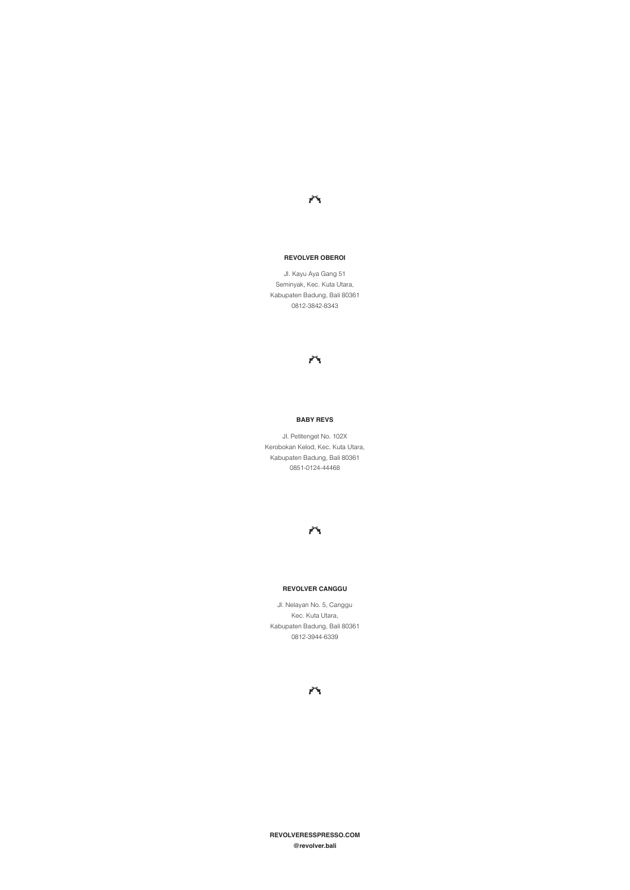**REVOLVER OBEROI**

Jl. Kayu Aya Gang 51
Seminyak, Kec. Kuta Utara,
Kabupaten Badung, Bali 80361
0812-3842-8343

**BABY REVS**

Jl. Petitenget No. 102X
Kerobokan Kelod, Kec. Kuta Utara,
Kabupaten Badung, Bali 80361
0851-0124-44468

**REVOLVER CANGGU**

Jl. Nelayan No. 5, Canggu
Kec. Kuta Utara,
Kabupaten Badung, Bali 80361
0812-3944-6339

**REVOLVERESSPRESSO.COM**
**@revolver.bali**